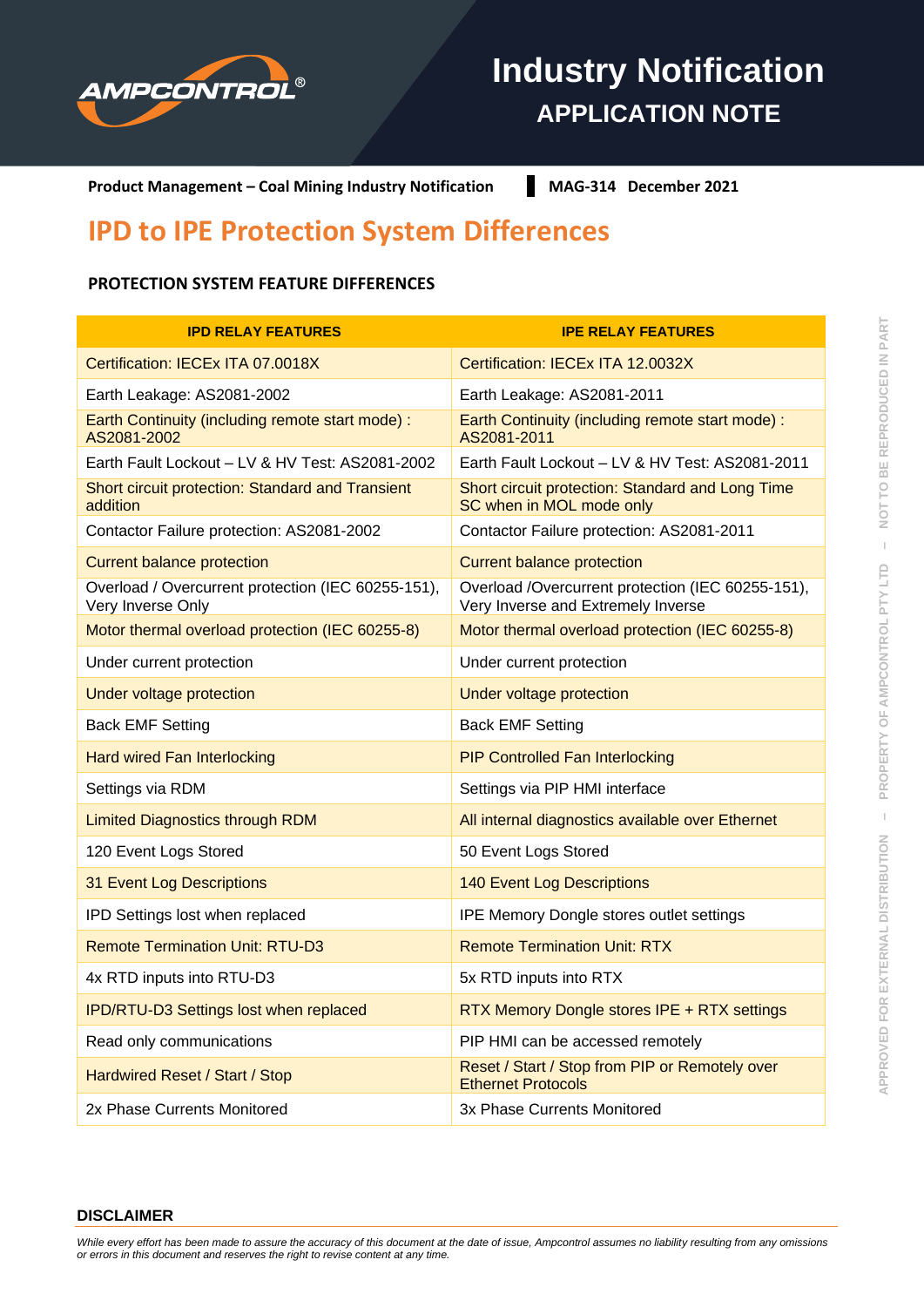# Industry Notification

## APPLICATION NOTE

**Product Management – Coal Mining Industry Notification** | **MAG-314 December 2021**

# IPD to IPE Protection System Differences

### PROTECTION SYSTEM FEATURE DIFFERENCES

| IPD RELAY FEATURES | IPE RELAY FEATURES |
| --- | --- |
| Certification: IECEx ITA 07.0018X | Certification: IECEx ITA 12.0032X |
| Earth Leakage: AS2081-2002 | Earth Leakage: AS2081-2011 |
| Earth Continuity (including remote start mode) : AS2081-2002 | Earth Continuity (including remote start mode) : AS2081-2011 |
| Earth Fault Lockout – LV & HV Test: AS2081-2002 | Earth Fault Lockout – LV & HV Test: AS2081-2011 |
| Short circuit protection: Standard and Transient addition | Short circuit protection: Standard and Long Time SC when in MOL mode only |
| Contactor Failure protection: AS2081-2002 | Contactor Failure protection: AS2081-2011 |
| Current balance protection | Current balance protection |
| Overload / Overcurrent protection (IEC 60255-151), Very Inverse Only | Overload /Overcurrent protection (IEC 60255-151), Very Inverse and Extremely Inverse |
| Motor thermal overload protection (IEC 60255-8) | Motor thermal overload protection (IEC 60255-8) |
| Under current protection | Under current protection |
| Under voltage protection | Under voltage protection |
| Back EMF Setting | Back EMF Setting |
| Hard wired Fan Interlocking | PIP Controlled Fan Interlocking |
| Settings via RDM | Settings via PIP HMI interface |
| Limited Diagnostics through RDM | All internal diagnostics available over Ethernet |
| 120 Event Logs Stored | 50 Event Logs Stored |
| 31 Event Log Descriptions | 140 Event Log Descriptions |
| IPD Settings lost when replaced | IPE Memory Dongle stores outlet settings |
| Remote Termination Unit: RTU-D3 | Remote Termination Unit: RTX |
| 4x RTD inputs into RTU-D3 | 5x RTD inputs into RTX |
| IPD/RTU-D3 Settings lost when replaced | RTX Memory Dongle stores IPE + RTX settings |
| Read only communications | PIP HMI can be accessed remotely |
| Hardwired Reset / Start / Stop | Reset / Start / Stop from PIP or Remotely over Ethernet Protocols |
| 2x Phase Currents Monitored | 3x Phase Currents Monitored |

**DISCLAIMER**

*While every effort has been made to assure the accuracy of this document at the date of issue, Ampcontrol assumes no liability resulting from any omissions or errors in this document and reserves the right to revise content at any time.*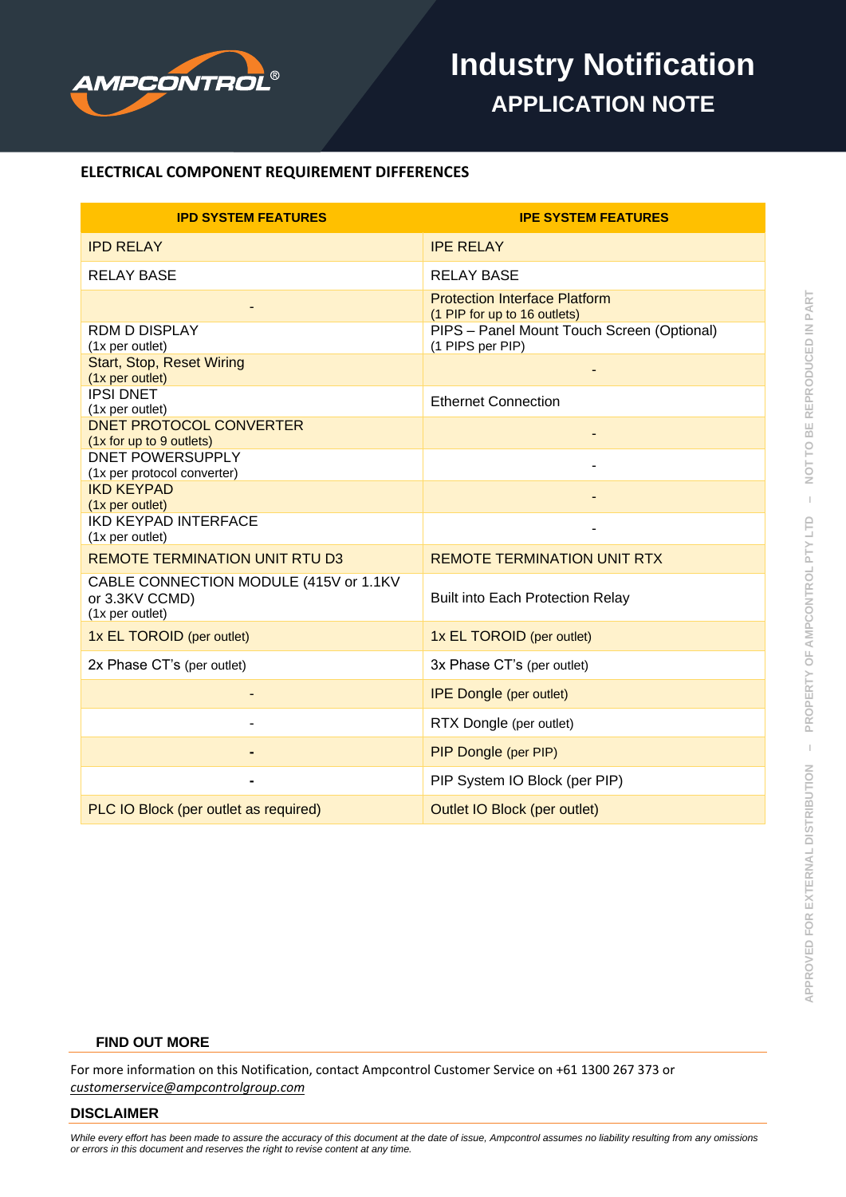# Industry Notification
## APPLICATION NOTE

### ELECTRICAL COMPONENT REQUIREMENT DIFFERENCES

| IPD SYSTEM FEATURES | IPE SYSTEM FEATURES |
|---|---|
| IPD RELAY | IPE RELAY |
| RELAY BASE | RELAY BASE |
| - | Protection Interface Platform (1 PIP for up to 16 outlets) |
| RDM D DISPLAY (1x per outlet) | PIPS – Panel Mount Touch Screen (Optional) (1 PIPS per PIP) |
| Start, Stop, Reset Wiring (1x per outlet) | - |
| IPSI DNET (1x per outlet) | Ethernet Connection |
| DNET PROTOCOL CONVERTER (1x for up to 9 outlets) | - |
| DNET POWERSUPPLY (1x per protocol converter) | - |
| IKD KEYPAD (1x per outlet) | - |
| IKD KEYPAD INTERFACE (1x per outlet) | - |
| REMOTE TERMINATION UNIT RTU D3 | REMOTE TERMINATION UNIT RTX |
| CABLE CONNECTION MODULE (415V or 1.1KV or 3.3KV CCMD) (1x per outlet) | Built into Each Protection Relay |
| 1x EL TOROID (per outlet) | 1x EL TOROID (per outlet) |
| 2x Phase CT's (per outlet) | 3x Phase CT's (per outlet) |
| - | IPE Dongle (per outlet) |
| - | RTX Dongle (per outlet) |
| - | PIP Dongle (per PIP) |
| - | PIP System IO Block (per PIP) |
| PLC IO Block (per outlet as required) | Outlet IO Block (per outlet) |

APPROVED FOR EXTERNAL DISTRIBUTION – PROPERTY OF AMPCONTROL PTY LTD – NOT TO BE REPRODUCED IN PART

**FIND OUT MORE**

For more information on this Notification, contact Ampcontrol Customer Service on +61 1300 267 373 or *customerservice@ampcontrolgroup.com*

**DISCLAIMER**

*While every effort has been made to assure the accuracy of this document at the date of issue, Ampcontrol assumes no liability resulting from any omissions or errors in this document and reserves the right to revise content at any time.*